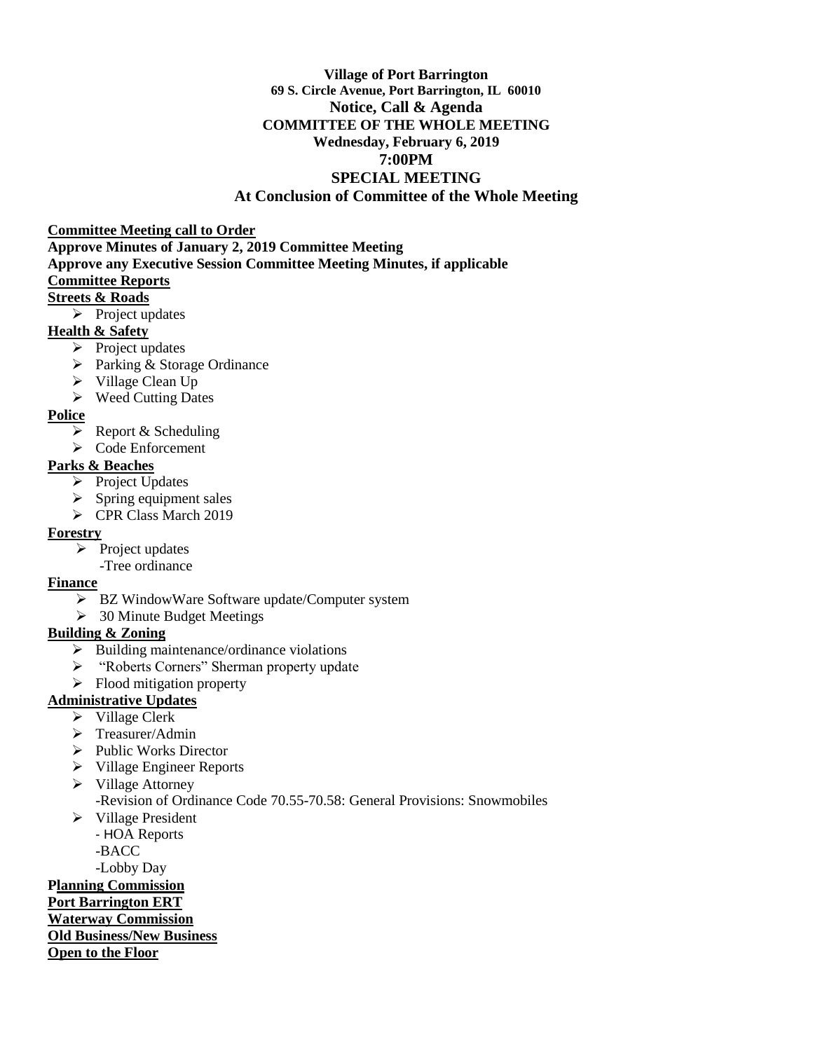**Village of Port Barrington**
**69 S. Circle Avenue, Port Barrington, IL 60010**
**Notice, Call & Agenda**
**COMMITTEE OF THE WHOLE MEETING**
**Wednesday, February 6, 2019**
**7:00PM**
**SPECIAL MEETING**
**At Conclusion of Committee of the Whole Meeting**

**Committee Meeting call to Order**
**Approve Minutes of January 2, 2019 Committee Meeting**
**Approve any Executive Session Committee Meeting Minutes, if applicable**
**Committee Reports**

**Streets & Roads**

- Project updates

**Health & Safety**

- Project updates
- Parking & Storage Ordinance
- Village Clean Up
- Weed Cutting Dates

**Police**

- Report & Scheduling
- Code Enforcement

**Parks & Beaches**

- Project Updates
- Spring equipment sales
- CPR Class March 2019

**Forestry**

- Project updates
  -Tree ordinance

**Finance**

- BZ WindowWare Software update/Computer system
- 30 Minute Budget Meetings

**Building & Zoning**

- Building maintenance/ordinance violations
- "Roberts Corners" Sherman property update
- Flood mitigation property

**Administrative Updates**

- Village Clerk
- Treasurer/Admin
- Public Works Director
- Village Engineer Reports
- Village Attorney
  -Revision of Ordinance Code 70.55-70.58: General Provisions: Snowmobiles
- Village President
  - HOA Reports
  -BACC
  -Lobby Day

**Planning Commission**
**Port Barrington ERT**
**Waterway Commission**
**Old Business/New Business**
**Open to the Floor**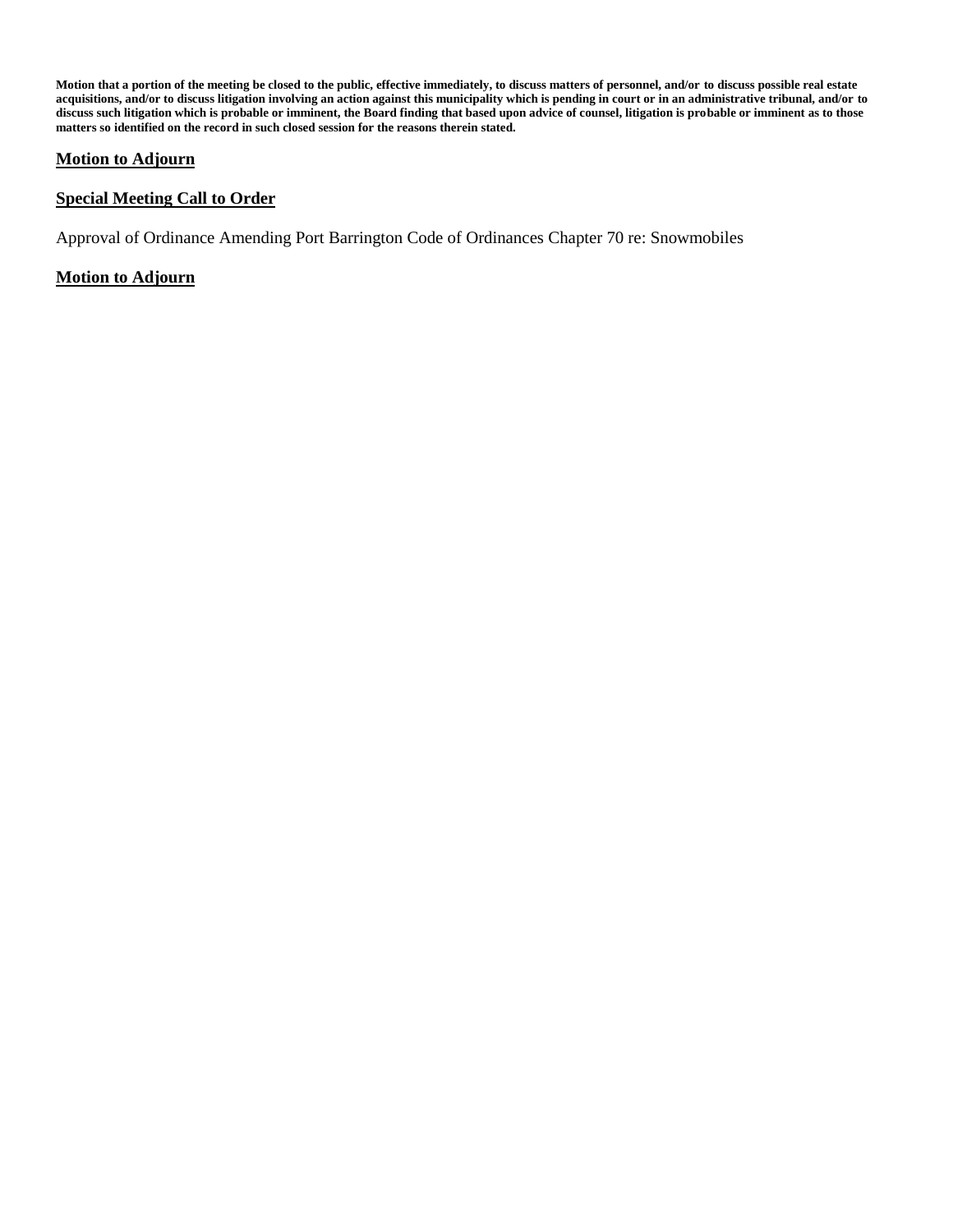**Motion that a portion of the meeting be closed to the public, effective immediately, to discuss matters of personnel, and/or to discuss possible real estate acquisitions, and/or to discuss litigation involving an action against this municipality which is pending in court or in an administrative tribunal, and/or to discuss such litigation which is probable or imminent, the Board finding that based upon advice of counsel, litigation is probable or imminent as to those matters so identified on the record in such closed session for the reasons therein stated.**

**Motion to Adjourn**

**Special Meeting Call to Order**

Approval of Ordinance Amending Port Barrington Code of Ordinances Chapter 70 re: Snowmobiles

**Motion to Adjourn**